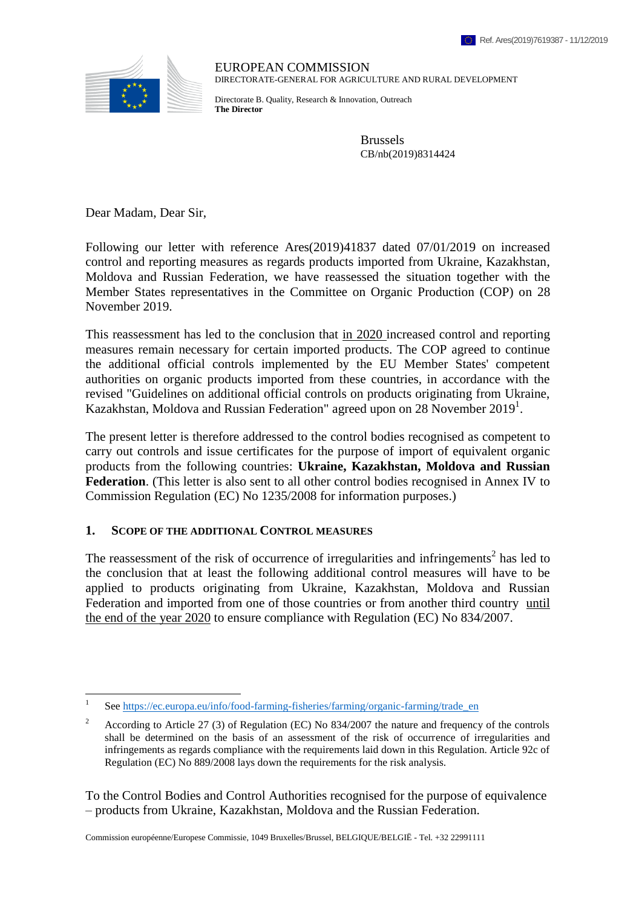Ref. Ares(2019)7619387 - 11/12/2019

EUROPEAN COMMISSION
DIRECTORATE-GENERAL FOR AGRICULTURE AND RURAL DEVELOPMENT

Directorate B. Quality, Research & Innovation, Outreach
**The Director**

Brussels
CB/nb(2019)8314424

Dear Madam, Dear Sir,

Following our letter with reference Ares(2019)41837 dated 07/01/2019 on increased control and reporting measures as regards products imported from Ukraine, Kazakhstan, Moldova and Russian Federation, we have reassessed the situation together with the Member States representatives in the Committee on Organic Production (COP) on 28 November 2019.

This reassessment has led to the conclusion that in 2020 increased control and reporting measures remain necessary for certain imported products. The COP agreed to continue the additional official controls implemented by the EU Member States' competent authorities on organic products imported from these countries, in accordance with the revised "Guidelines on additional official controls on products originating from Ukraine, Kazakhstan, Moldova and Russian Federation" agreed upon on 28 November 2019[1].

The present letter is therefore addressed to the control bodies recognised as competent to carry out controls and issue certificates for the purpose of import of equivalent organic products from the following countries: **Ukraine, Kazakhstan, Moldova and Russian Federation**. (This letter is also sent to all other control bodies recognised in Annex IV to Commission Regulation (EC) No 1235/2008 for information purposes.)

## 1. SCOPE OF THE ADDITIONAL CONTROL MEASURES

The reassessment of the risk of occurrence of irregularities and infringements[2] has led to the conclusion that at least the following additional control measures will have to be applied to products originating from Ukraine, Kazakhstan, Moldova and Russian Federation and imported from one of those countries or from another third country until the end of the year 2020 to ensure compliance with Regulation (EC) No 834/2007.

[1] See https://ec.europa.eu/info/food-farming-fisheries/farming/organic-farming/trade_en

[2] According to Article 27 (3) of Regulation (EC) No 834/2007 the nature and frequency of the controls shall be determined on the basis of an assessment of the risk of occurrence of irregularities and infringements as regards compliance with the requirements laid down in this Regulation. Article 92c of Regulation (EC) No 889/2008 lays down the requirements for the risk analysis.

To the Control Bodies and Control Authorities recognised for the purpose of equivalence – products from Ukraine, Kazakhstan, Moldova and the Russian Federation.

Commission européenne/Europese Commissie, 1049 Bruxelles/Brussel, BELGIQUE/BELGIË - Tel. +32 22991111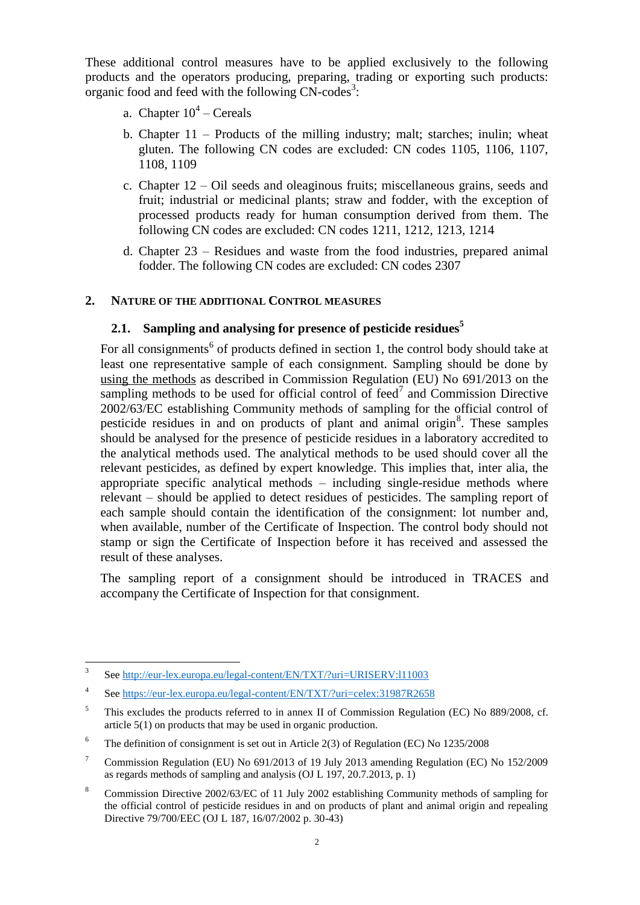These additional control measures have to be applied exclusively to the following products and the operators producing, preparing, trading or exporting such products: organic food and feed with the following CN-codes[3]:

a. Chapter 10[4] – Cereals

b. Chapter 11 – Products of the milling industry; malt; starches; inulin; wheat gluten. The following CN codes are excluded: CN codes 1105, 1106, 1107, 1108, 1109

c. Chapter 12 – Oil seeds and oleaginous fruits; miscellaneous grains, seeds and fruit; industrial or medicinal plants; straw and fodder, with the exception of processed products ready for human consumption derived from them. The following CN codes are excluded: CN codes 1211, 1212, 1213, 1214

d. Chapter 23 – Residues and waste from the food industries, prepared animal fodder. The following CN codes are excluded: CN codes 2307

## 2. NATURE OF THE ADDITIONAL CONTROL MEASURES

### 2.1. Sampling and analysing for presence of pesticide residues[5]

For all consignments[6] of products defined in section 1, the control body should take at least one representative sample of each consignment. Sampling should be done by using the methods as described in Commission Regulation (EU) No 691/2013 on the sampling methods to be used for official control of feed[7] and Commission Directive 2002/63/EC establishing Community methods of sampling for the official control of pesticide residues in and on products of plant and animal origin[8]. These samples should be analysed for the presence of pesticide residues in a laboratory accredited to the analytical methods used. The analytical methods to be used should cover all the relevant pesticides, as defined by expert knowledge. This implies that, inter alia, the appropriate specific analytical methods – including single-residue methods where relevant – should be applied to detect residues of pesticides. The sampling report of each sample should contain the identification of the consignment: lot number and, when available, number of the Certificate of Inspection. The control body should not stamp or sign the Certificate of Inspection before it has received and assessed the result of these analyses.

The sampling report of a consignment should be introduced in TRACES and accompany the Certificate of Inspection for that consignment.

---

[3] See http://eur-lex.europa.eu/legal-content/EN/TXT/?uri=URISERV:l11003

[4] See https://eur-lex.europa.eu/legal-content/EN/TXT/?uri=celex:31987R2658

[5] This excludes the products referred to in annex II of Commission Regulation (EC) No 889/2008, cf. article 5(1) on products that may be used in organic production.

[6] The definition of consignment is set out in Article 2(3) of Regulation (EC) No 1235/2008

[7] Commission Regulation (EU) No 691/2013 of 19 July 2013 amending Regulation (EC) No 152/2009 as regards methods of sampling and analysis (OJ L 197, 20.7.2013, p. 1)

[8] Commission Directive 2002/63/EC of 11 July 2002 establishing Community methods of sampling for the official control of pesticide residues in and on products of plant and animal origin and repealing Directive 79/700/EEC (OJ L 187, 16/07/2002 p. 30-43)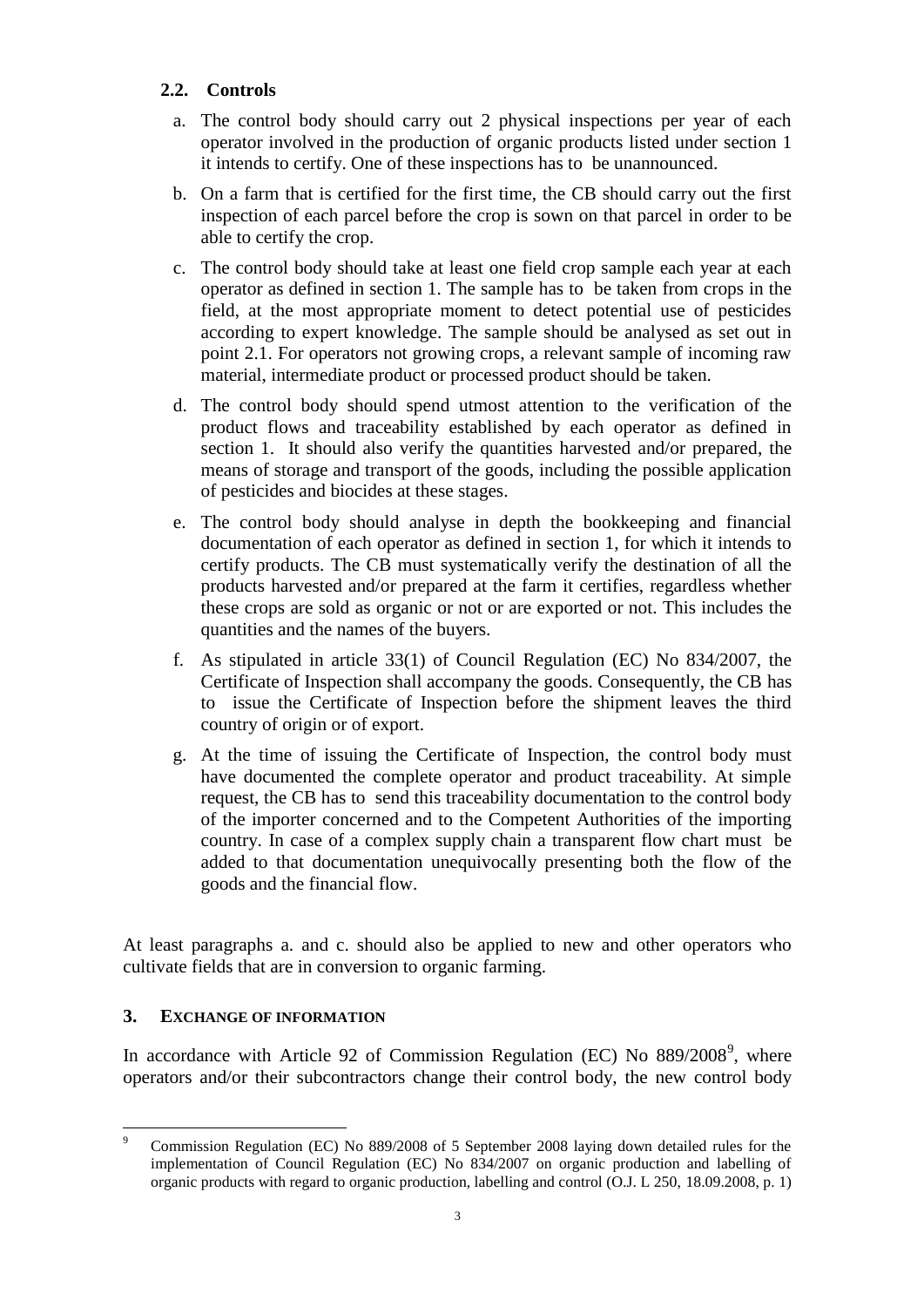### 2.2. Controls

a. The control body should carry out 2 physical inspections per year of each operator involved in the production of organic products listed under section 1 it intends to certify. One of these inspections has to be unannounced.

b. On a farm that is certified for the first time, the CB should carry out the first inspection of each parcel before the crop is sown on that parcel in order to be able to certify the crop.

c. The control body should take at least one field crop sample each year at each operator as defined in section 1. The sample has to be taken from crops in the field, at the most appropriate moment to detect potential use of pesticides according to expert knowledge. The sample should be analysed as set out in point 2.1. For operators not growing crops, a relevant sample of incoming raw material, intermediate product or processed product should be taken.

d. The control body should spend utmost attention to the verification of the product flows and traceability established by each operator as defined in section 1. It should also verify the quantities harvested and/or prepared, the means of storage and transport of the goods, including the possible application of pesticides and biocides at these stages.

e. The control body should analyse in depth the bookkeeping and financial documentation of each operator as defined in section 1, for which it intends to certify products. The CB must systematically verify the destination of all the products harvested and/or prepared at the farm it certifies, regardless whether these crops are sold as organic or not or are exported or not. This includes the quantities and the names of the buyers.

f. As stipulated in article 33(1) of Council Regulation (EC) No 834/2007, the Certificate of Inspection shall accompany the goods. Consequently, the CB has to issue the Certificate of Inspection before the shipment leaves the third country of origin or of export.

g. At the time of issuing the Certificate of Inspection, the control body must have documented the complete operator and product traceability. At simple request, the CB has to send this traceability documentation to the control body of the importer concerned and to the Competent Authorities of the importing country. In case of a complex supply chain a transparent flow chart must be added to that documentation unequivocally presenting both the flow of the goods and the financial flow.

At least paragraphs a. and c. should also be applied to new and other operators who cultivate fields that are in conversion to organic farming.

## 3. EXCHANGE OF INFORMATION

In accordance with Article 92 of Commission Regulation (EC) No 889/2008[9], where operators and/or their subcontractors change their control body, the new control body

[9] Commission Regulation (EC) No 889/2008 of 5 September 2008 laying down detailed rules for the implementation of Council Regulation (EC) No 834/2007 on organic production and labelling of organic products with regard to organic production, labelling and control (O.J. L 250, 18.09.2008, p. 1)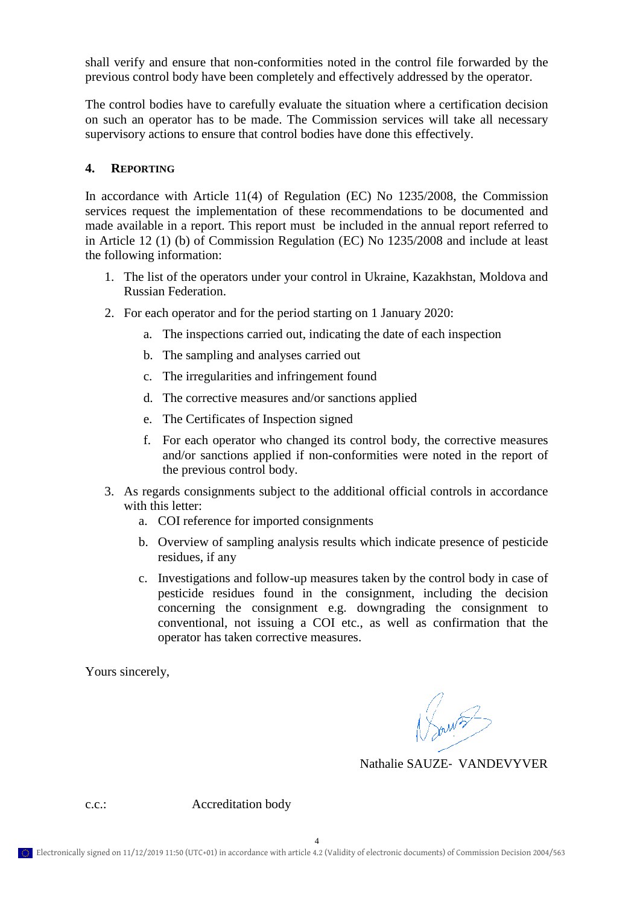shall verify and ensure that non-conformities noted in the control file forwarded by the previous control body have been completely and effectively addressed by the operator.

The control bodies have to carefully evaluate the situation where a certification decision on such an operator has to be made. The Commission services will take all necessary supervisory actions to ensure that control bodies have done this effectively.

## 4. REPORTING

In accordance with Article 11(4) of Regulation (EC) No 1235/2008, the Commission services request the implementation of these recommendations to be documented and made available in a report. This report must be included in the annual report referred to in Article 12 (1) (b) of Commission Regulation (EC) No 1235/2008 and include at least the following information:

1. The list of the operators under your control in Ukraine, Kazakhstan, Moldova and Russian Federation.
2. For each operator and for the period starting on 1 January 2020:
   a. The inspections carried out, indicating the date of each inspection
   b. The sampling and analyses carried out
   c. The irregularities and infringement found
   d. The corrective measures and/or sanctions applied
   e. The Certificates of Inspection signed
   f. For each operator who changed its control body, the corrective measures and/or sanctions applied if non-conformities were noted in the report of the previous control body.
3. As regards consignments subject to the additional official controls in accordance with this letter:
   a. COI reference for imported consignments
   b. Overview of sampling analysis results which indicate presence of pesticide residues, if any
   c. Investigations and follow-up measures taken by the control body in case of pesticide residues found in the consignment, including the decision concerning the consignment e.g. downgrading the consignment to conventional, not issuing a COI etc., as well as confirmation that the operator has taken corrective measures.

Yours sincerely,

Nathalie SAUZE- VANDEVYVER

c.c.: Accreditation body

Electronically signed on 11/12/2019 11:50 (UTC+01) in accordance with article 4.2 (Validity of electronic documents) of Commission Decision 2004/563